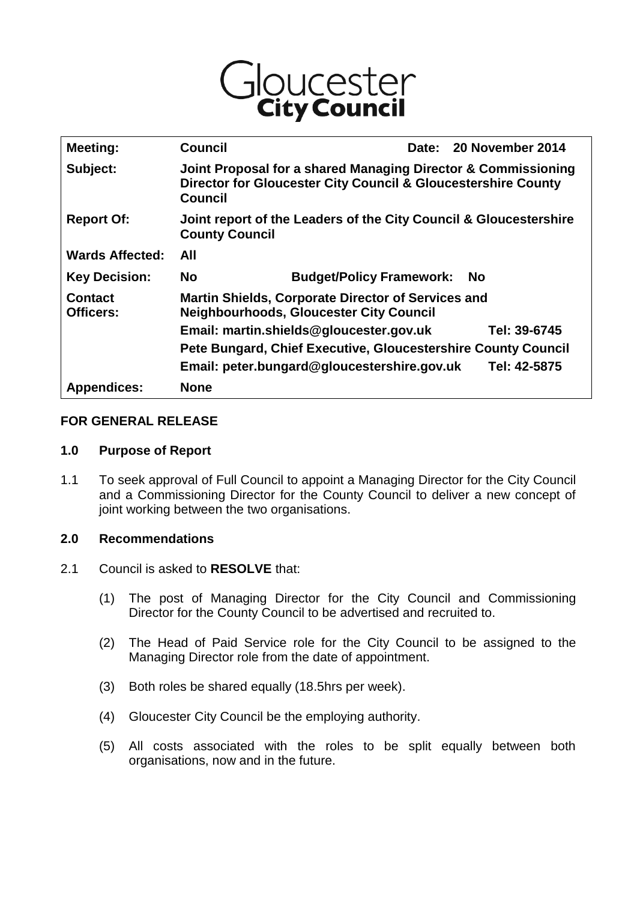# Gloucester City Council

| | | | |
|---|---|---|---|
| **Meeting:** | **Council** | **Date:** | **20 November 2014** |
| **Subject:** | **Joint Proposal for a shared Managing Director & Commissioning Director for Gloucester City Council & Gloucestershire County Council** | | |
| **Report Of:** | **Joint report of the Leaders of the City Council & Gloucestershire County Council** | | |
| **Wards Affected:** | **All** | | |
| **Key Decision:** | **No** | **Budget/Policy Framework:** | **No** |
| **Contact Officers:** | **Martin Shields, Corporate Director of Services and Neighbourhoods, Gloucester City Council** | | |
| | **Email: martin.shields@gloucester.gov.uk** | | **Tel: 39-6745** |
| | **Pete Bungard, Chief Executive, Gloucestershire County Council** | | |
| | **Email: peter.bungard@gloucestershire.gov.uk** | | **Tel: 42-5875** |
| **Appendices:** | **None** | | |

**FOR GENERAL RELEASE**

## 1.0 Purpose of Report

1.1 To seek approval of Full Council to appoint a Managing Director for the City Council and a Commissioning Director for the County Council to deliver a new concept of joint working between the two organisations.

## 2.0 Recommendations

2.1 Council is asked to **RESOLVE** that:

(1) The post of Managing Director for the City Council and Commissioning Director for the County Council to be advertised and recruited to.

(2) The Head of Paid Service role for the City Council to be assigned to the Managing Director role from the date of appointment.

(3) Both roles be shared equally (18.5hrs per week).

(4) Gloucester City Council be the employing authority.

(5) All costs associated with the roles to be split equally between both organisations, now and in the future.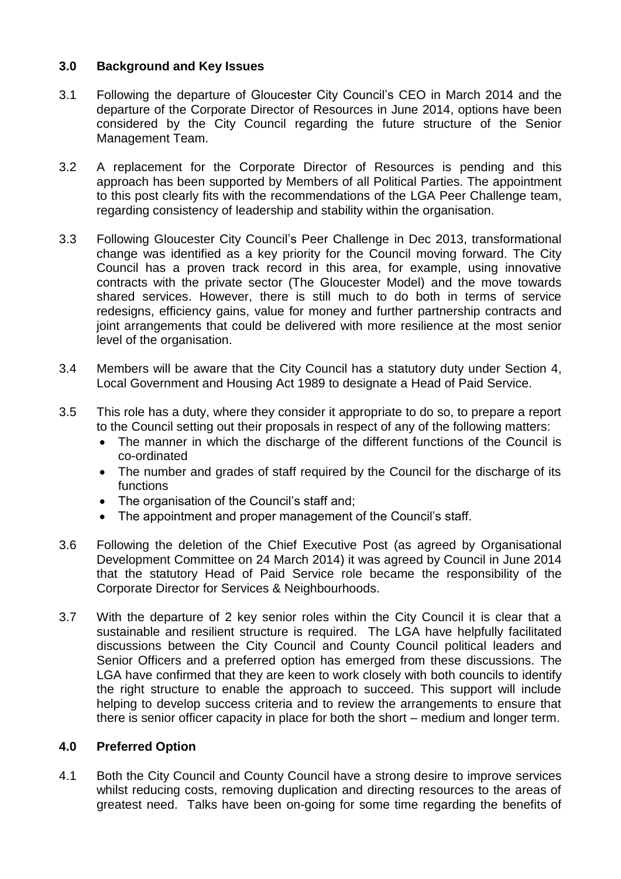## 3.0 Background and Key Issues

3.1 Following the departure of Gloucester City Council's CEO in March 2014 and the departure of the Corporate Director of Resources in June 2014, options have been considered by the City Council regarding the future structure of the Senior Management Team.

3.2 A replacement for the Corporate Director of Resources is pending and this approach has been supported by Members of all Political Parties. The appointment to this post clearly fits with the recommendations of the LGA Peer Challenge team, regarding consistency of leadership and stability within the organisation.

3.3 Following Gloucester City Council's Peer Challenge in Dec 2013, transformational change was identified as a key priority for the Council moving forward. The City Council has a proven track record in this area, for example, using innovative contracts with the private sector (The Gloucester Model) and the move towards shared services. However, there is still much to do both in terms of service redesigns, efficiency gains, value for money and further partnership contracts and joint arrangements that could be delivered with more resilience at the most senior level of the organisation.

3.4 Members will be aware that the City Council has a statutory duty under Section 4, Local Government and Housing Act 1989 to designate a Head of Paid Service.

3.5 This role has a duty, where they consider it appropriate to do so, to prepare a report to the Council setting out their proposals in respect of any of the following matters:

- The manner in which the discharge of the different functions of the Council is co-ordinated
- The number and grades of staff required by the Council for the discharge of its functions
- The organisation of the Council's staff and;
- The appointment and proper management of the Council's staff.

3.6 Following the deletion of the Chief Executive Post (as agreed by Organisational Development Committee on 24 March 2014) it was agreed by Council in June 2014 that the statutory Head of Paid Service role became the responsibility of the Corporate Director for Services & Neighbourhoods.

3.7 With the departure of 2 key senior roles within the City Council it is clear that a sustainable and resilient structure is required. The LGA have helpfully facilitated discussions between the City Council and County Council political leaders and Senior Officers and a preferred option has emerged from these discussions. The LGA have confirmed that they are keen to work closely with both councils to identify the right structure to enable the approach to succeed. This support will include helping to develop success criteria and to review the arrangements to ensure that there is senior officer capacity in place for both the short – medium and longer term.

## 4.0 Preferred Option

4.1 Both the City Council and County Council have a strong desire to improve services whilst reducing costs, removing duplication and directing resources to the areas of greatest need. Talks have been on-going for some time regarding the benefits of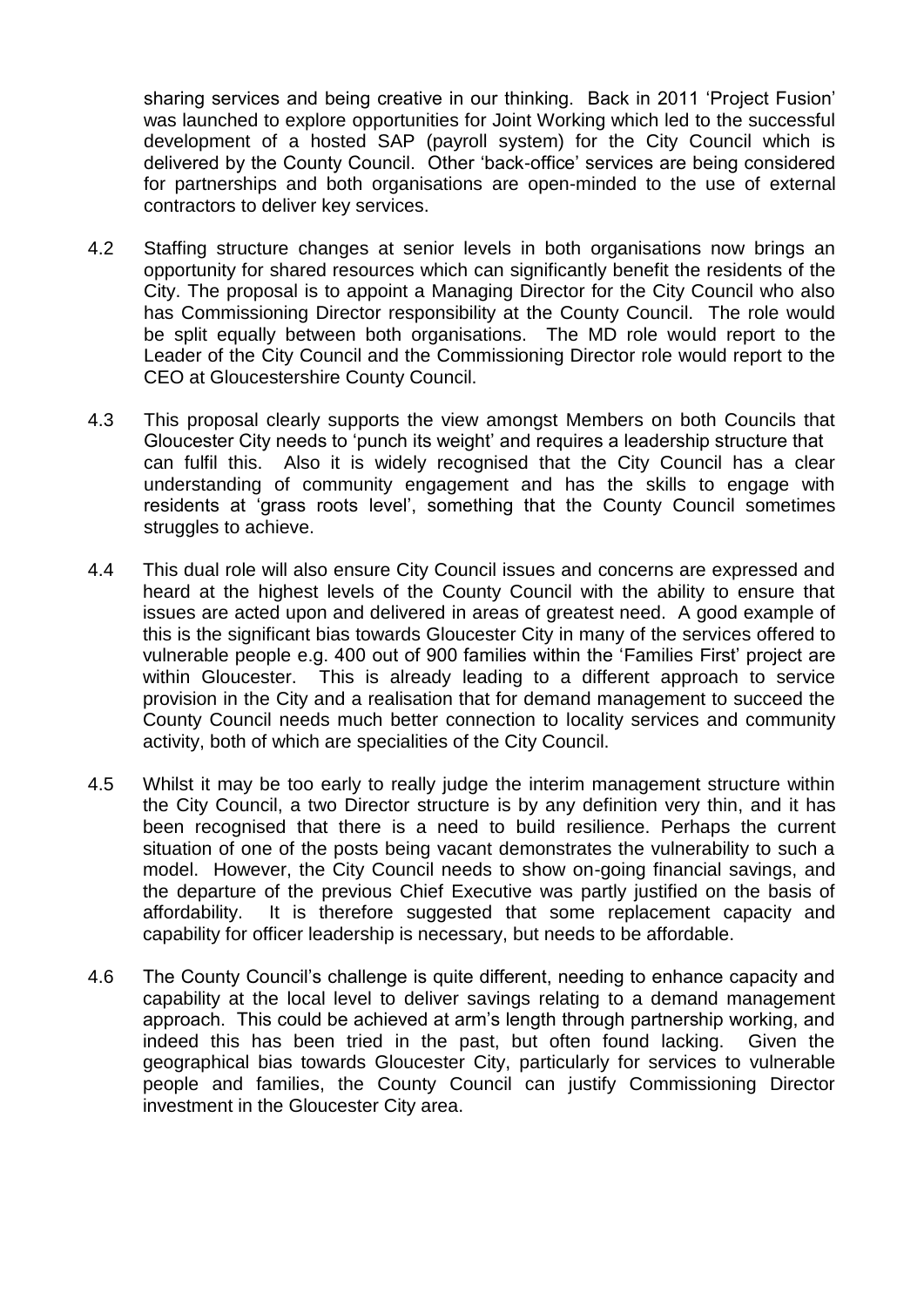sharing services and being creative in our thinking. Back in 2011 'Project Fusion' was launched to explore opportunities for Joint Working which led to the successful development of a hosted SAP (payroll system) for the City Council which is delivered by the County Council. Other 'back-office' services are being considered for partnerships and both organisations are open-minded to the use of external contractors to deliver key services.

4.2 Staffing structure changes at senior levels in both organisations now brings an opportunity for shared resources which can significantly benefit the residents of the City. The proposal is to appoint a Managing Director for the City Council who also has Commissioning Director responsibility at the County Council. The role would be split equally between both organisations. The MD role would report to the Leader of the City Council and the Commissioning Director role would report to the CEO at Gloucestershire County Council.

4.3 This proposal clearly supports the view amongst Members on both Councils that Gloucester City needs to 'punch its weight' and requires a leadership structure that can fulfil this. Also it is widely recognised that the City Council has a clear understanding of community engagement and has the skills to engage with residents at 'grass roots level', something that the County Council sometimes struggles to achieve.

4.4 This dual role will also ensure City Council issues and concerns are expressed and heard at the highest levels of the County Council with the ability to ensure that issues are acted upon and delivered in areas of greatest need. A good example of this is the significant bias towards Gloucester City in many of the services offered to vulnerable people e.g. 400 out of 900 families within the 'Families First' project are within Gloucester. This is already leading to a different approach to service provision in the City and a realisation that for demand management to succeed the County Council needs much better connection to locality services and community activity, both of which are specialities of the City Council.

4.5 Whilst it may be too early to really judge the interim management structure within the City Council, a two Director structure is by any definition very thin, and it has been recognised that there is a need to build resilience. Perhaps the current situation of one of the posts being vacant demonstrates the vulnerability to such a model. However, the City Council needs to show on-going financial savings, and the departure of the previous Chief Executive was partly justified on the basis of affordability. It is therefore suggested that some replacement capacity and capability for officer leadership is necessary, but needs to be affordable.

4.6 The County Council's challenge is quite different, needing to enhance capacity and capability at the local level to deliver savings relating to a demand management approach. This could be achieved at arm's length through partnership working, and indeed this has been tried in the past, but often found lacking. Given the geographical bias towards Gloucester City, particularly for services to vulnerable people and families, the County Council can justify Commissioning Director investment in the Gloucester City area.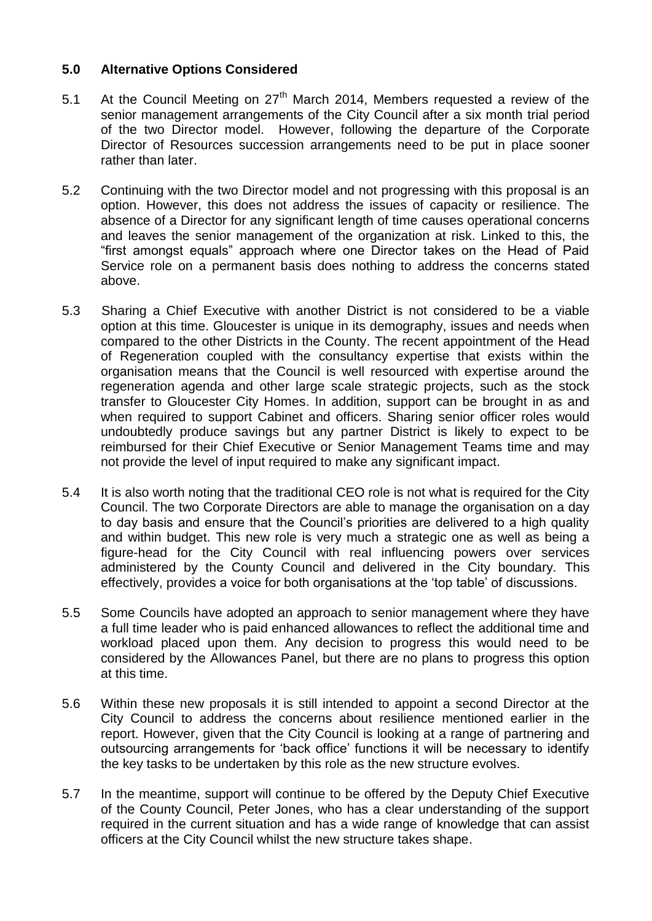## 5.0 Alternative Options Considered

5.1 At the Council Meeting on 27th March 2014, Members requested a review of the senior management arrangements of the City Council after a six month trial period of the two Director model. However, following the departure of the Corporate Director of Resources succession arrangements need to be put in place sooner rather than later.

5.2 Continuing with the two Director model and not progressing with this proposal is an option. However, this does not address the issues of capacity or resilience. The absence of a Director for any significant length of time causes operational concerns and leaves the senior management of the organization at risk. Linked to this, the "first amongst equals" approach where one Director takes on the Head of Paid Service role on a permanent basis does nothing to address the concerns stated above.

5.3 Sharing a Chief Executive with another District is not considered to be a viable option at this time. Gloucester is unique in its demography, issues and needs when compared to the other Districts in the County. The recent appointment of the Head of Regeneration coupled with the consultancy expertise that exists within the organisation means that the Council is well resourced with expertise around the regeneration agenda and other large scale strategic projects, such as the stock transfer to Gloucester City Homes. In addition, support can be brought in as and when required to support Cabinet and officers. Sharing senior officer roles would undoubtedly produce savings but any partner District is likely to expect to be reimbursed for their Chief Executive or Senior Management Teams time and may not provide the level of input required to make any significant impact.

5.4 It is also worth noting that the traditional CEO role is not what is required for the City Council. The two Corporate Directors are able to manage the organisation on a day to day basis and ensure that the Council's priorities are delivered to a high quality and within budget. This new role is very much a strategic one as well as being a figure-head for the City Council with real influencing powers over services administered by the County Council and delivered in the City boundary. This effectively, provides a voice for both organisations at the 'top table' of discussions.

5.5 Some Councils have adopted an approach to senior management where they have a full time leader who is paid enhanced allowances to reflect the additional time and workload placed upon them. Any decision to progress this would need to be considered by the Allowances Panel, but there are no plans to progress this option at this time.

5.6 Within these new proposals it is still intended to appoint a second Director at the City Council to address the concerns about resilience mentioned earlier in the report. However, given that the City Council is looking at a range of partnering and outsourcing arrangements for 'back office' functions it will be necessary to identify the key tasks to be undertaken by this role as the new structure evolves.

5.7 In the meantime, support will continue to be offered by the Deputy Chief Executive of the County Council, Peter Jones, who has a clear understanding of the support required in the current situation and has a wide range of knowledge that can assist officers at the City Council whilst the new structure takes shape.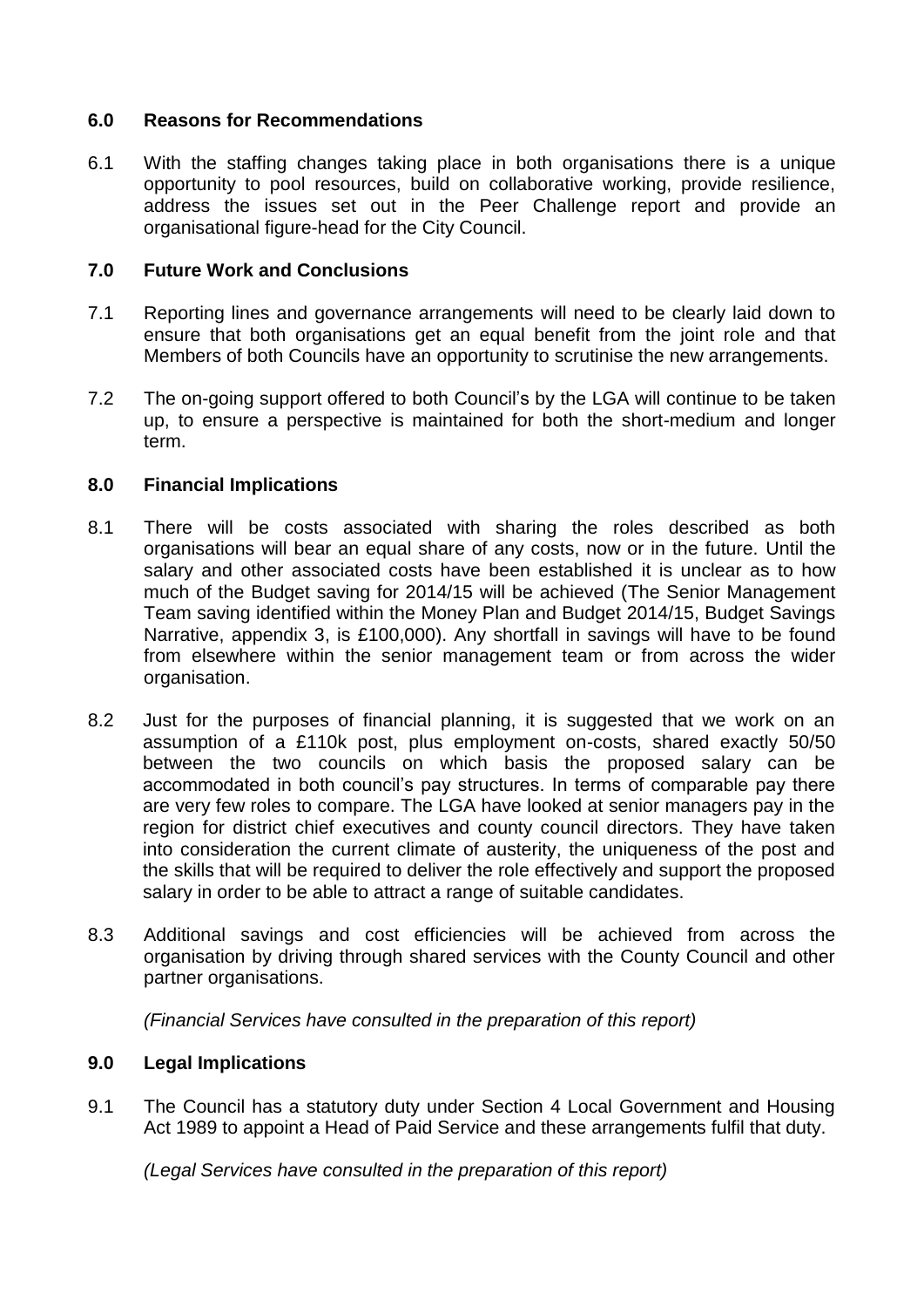## 6.0 Reasons for Recommendations

6.1 With the staffing changes taking place in both organisations there is a unique opportunity to pool resources, build on collaborative working, provide resilience, address the issues set out in the Peer Challenge report and provide an organisational figure-head for the City Council.

## 7.0 Future Work and Conclusions

7.1 Reporting lines and governance arrangements will need to be clearly laid down to ensure that both organisations get an equal benefit from the joint role and that Members of both Councils have an opportunity to scrutinise the new arrangements.

7.2 The on-going support offered to both Council's by the LGA will continue to be taken up, to ensure a perspective is maintained for both the short-medium and longer term.

## 8.0 Financial Implications

8.1 There will be costs associated with sharing the roles described as both organisations will bear an equal share of any costs, now or in the future. Until the salary and other associated costs have been established it is unclear as to how much of the Budget saving for 2014/15 will be achieved (The Senior Management Team saving identified within the Money Plan and Budget 2014/15, Budget Savings Narrative, appendix 3, is £100,000). Any shortfall in savings will have to be found from elsewhere within the senior management team or from across the wider organisation.

8.2 Just for the purposes of financial planning, it is suggested that we work on an assumption of a £110k post, plus employment on-costs, shared exactly 50/50 between the two councils on which basis the proposed salary can be accommodated in both council's pay structures. In terms of comparable pay there are very few roles to compare. The LGA have looked at senior managers pay in the region for district chief executives and county council directors. They have taken into consideration the current climate of austerity, the uniqueness of the post and the skills that will be required to deliver the role effectively and support the proposed salary in order to be able to attract a range of suitable candidates.

8.3 Additional savings and cost efficiencies will be achieved from across the organisation by driving through shared services with the County Council and other partner organisations.

*(Financial Services have consulted in the preparation of this report)*

## 9.0 Legal Implications

9.1 The Council has a statutory duty under Section 4 Local Government and Housing Act 1989 to appoint a Head of Paid Service and these arrangements fulfil that duty.

*(Legal Services have consulted in the preparation of this report)*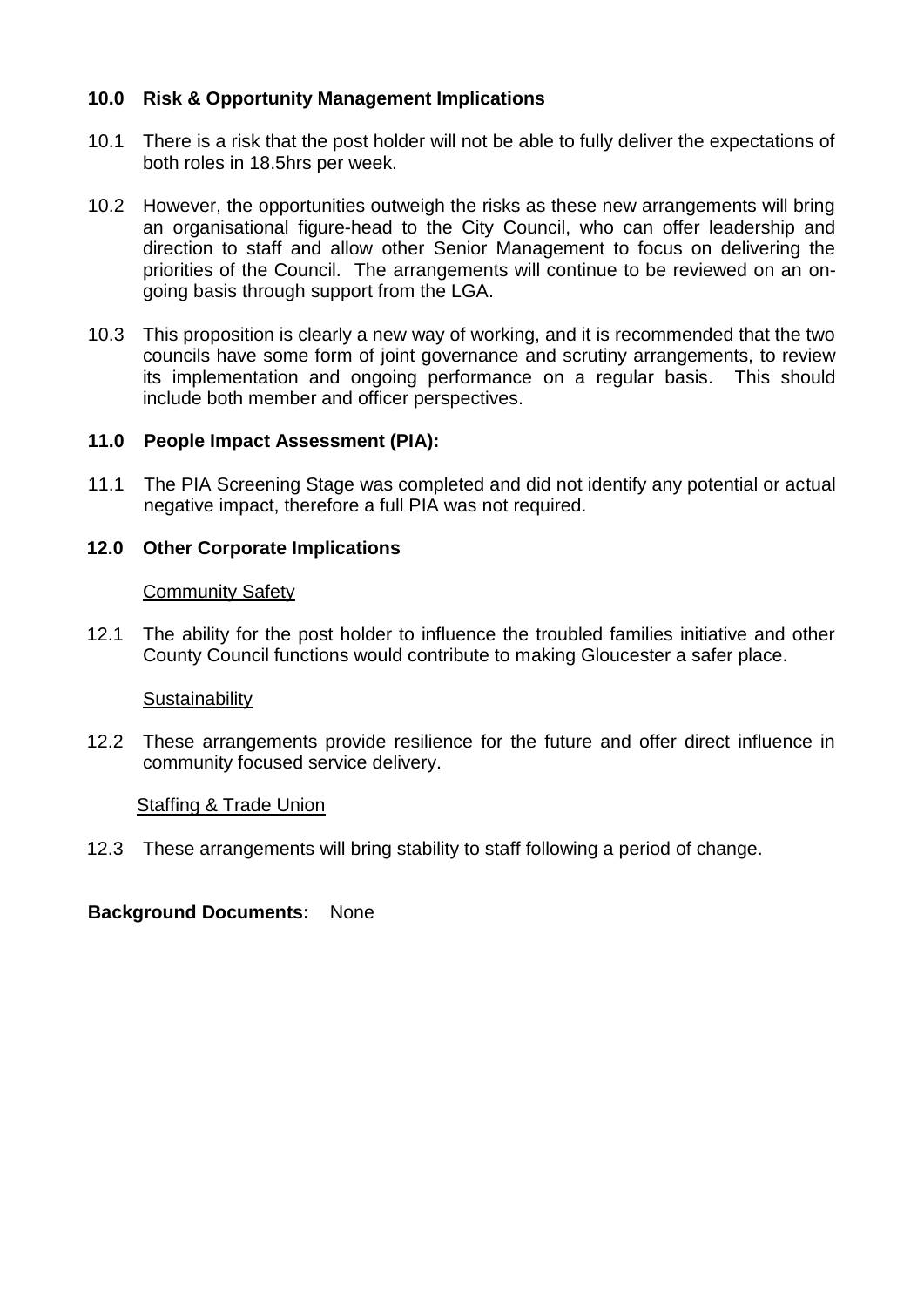## 10.0 Risk & Opportunity Management Implications

10.1 There is a risk that the post holder will not be able to fully deliver the expectations of both roles in 18.5hrs per week.

10.2 However, the opportunities outweigh the risks as these new arrangements will bring an organisational figure-head to the City Council, who can offer leadership and direction to staff and allow other Senior Management to focus on delivering the priorities of the Council. The arrangements will continue to be reviewed on an on-going basis through support from the LGA.

10.3 This proposition is clearly a new way of working, and it is recommended that the two councils have some form of joint governance and scrutiny arrangements, to review its implementation and ongoing performance on a regular basis. This should include both member and officer perspectives.

## 11.0 People Impact Assessment (PIA):

11.1 The PIA Screening Stage was completed and did not identify any potential or actual negative impact, therefore a full PIA was not required.

## 12.0 Other Corporate Implications

<u>Community Safety</u>

12.1 The ability for the post holder to influence the troubled families initiative and other County Council functions would contribute to making Gloucester a safer place.

<u>Sustainability</u>

12.2 These arrangements provide resilience for the future and offer direct influence in community focused service delivery.

<u>Staffing & Trade Union</u>

12.3 These arrangements will bring stability to staff following a period of change.

**Background Documents:** None